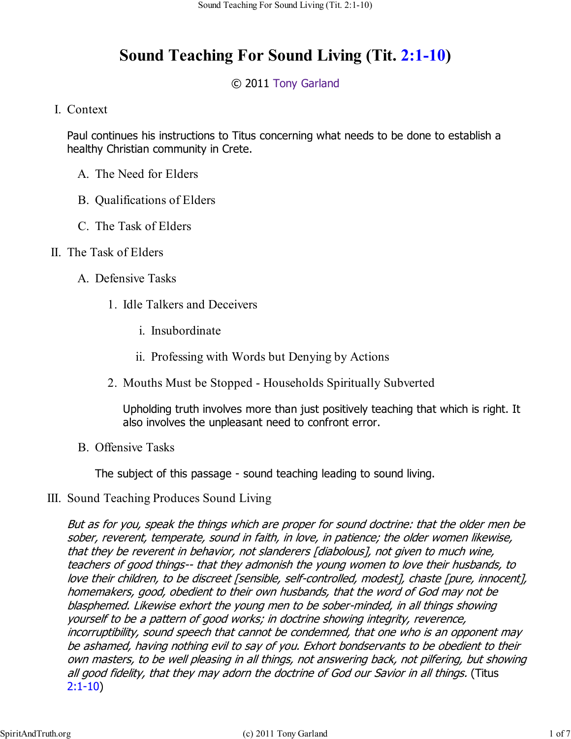# Sound Teaching For Sound Living (Tit. 2:1-10)

© 2011 Tony Garland

I. Context

Paul continues his instructions to Titus concerning what needs to be done to establish a healthy Christian community in Crete.

A. The Need for Elders

B. Qualifications of Elders

C. The Task of Elders

II. The Task of Elders

A. Defensive Tasks

1. Idle Talkers and Deceivers

i. Insubordinate

ii. Professing with Words but Denying by Actions

2. Mouths Must be Stopped - Households Spiritually Subverted

Upholding truth involves more than just positively teaching that which is right. It also involves the unpleasant need to confront error.

B. Offensive Tasks

The subject of this passage - sound teaching leading to sound living.

III. Sound Teaching Produces Sound Living

*But as for you, speak the things which are proper for sound doctrine: that the older men be sober, reverent, temperate, sound in faith, in love, in patience; the older women likewise, that they be reverent in behavior, not slanderers [diabolous], not given to much wine, teachers of good things-- that they admonish the young women to love their husbands, to love their children, to be discreet [sensible, self-controlled, modest], chaste [pure, innocent], homemakers, good, obedient to their own husbands, that the word of God may not be blasphemed. Likewise exhort the young men to be sober-minded, in all things showing yourself to be a pattern of good works; in doctrine showing integrity, reverence, incorruptibility, sound speech that cannot be condemned, that one who is an opponent may be ashamed, having nothing evil to say of you. Exhort bondservants to be obedient to their own masters, to be well pleasing in all things, not answering back, not pilfering, but showing all good fidelity, that they may adorn the doctrine of God our Savior in all things.* (Titus 2:1-10)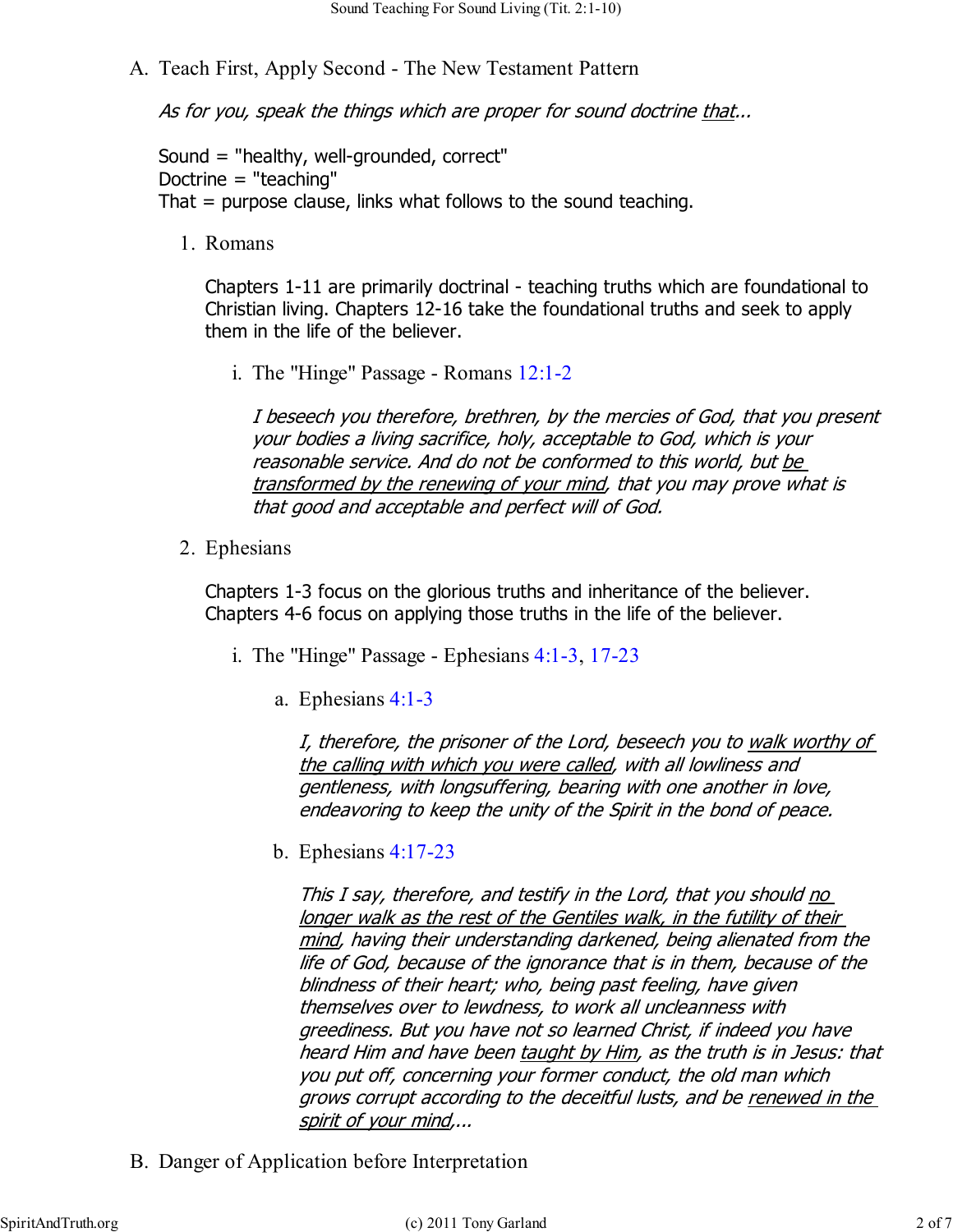## A. Teach First, Apply Second - The New Testament Pattern

*As for you, speak the things which are proper for sound doctrine <u>that</u>...*

Sound = "healthy, well-grounded, correct"
Doctrine = "teaching"
That = purpose clause, links what follows to the sound teaching.

### 1. Romans

Chapters 1-11 are primarily doctrinal - teaching truths which are foundational to Christian living. Chapters 12-16 take the foundational truths and seek to apply them in the life of the believer.

#### i. The "Hinge" Passage - Romans 12:1-2

*I beseech you therefore, brethren, by the mercies of God, that you present your bodies a living sacrifice, holy, acceptable to God, which is your reasonable service. And do not be conformed to this world, but <u>be transformed by the renewing of your mind</u>, that you may prove what is that good and acceptable and perfect will of God.*

### 2. Ephesians

Chapters 1-3 focus on the glorious truths and inheritance of the believer. Chapters 4-6 focus on applying those truths in the life of the believer.

#### i. The "Hinge" Passage - Ephesians 4:1-3, 17-23

##### a. Ephesians 4:1-3

*I, therefore, the prisoner of the Lord, beseech you to <u>walk worthy of the calling with which you were called</u>, with all lowliness and gentleness, with longsuffering, bearing with one another in love, endeavoring to keep the unity of the Spirit in the bond of peace.*

##### b. Ephesians 4:17-23

*This I say, therefore, and testify in the Lord, that you should <u>no longer walk as the rest of the Gentiles walk, in the futility of their mind</u>, having their understanding darkened, being alienated from the life of God, because of the ignorance that is in them, because of the blindness of their heart; who, being past feeling, have given themselves over to lewdness, to work all uncleanness with greediness. But you have not so learned Christ, if indeed you have heard Him and have been <u>taught by Him</u>, as the truth is in Jesus: that you put off, concerning your former conduct, the old man which grows corrupt according to the deceitful lusts, and be <u>renewed in the spirit of your mind</u>,...*

## B. Danger of Application before Interpretation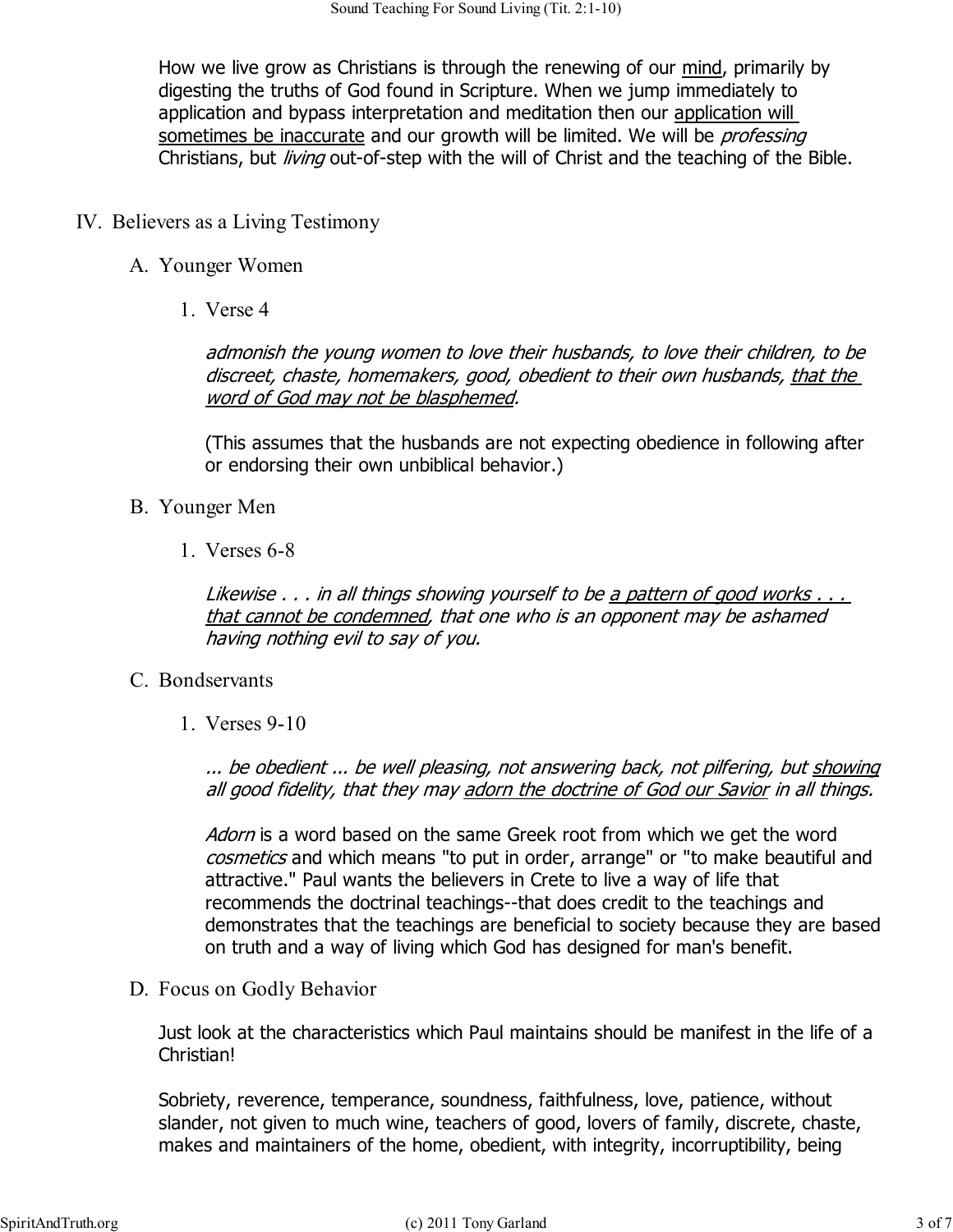How we live grow as Christians is through the renewing of our <u>mind</u>, primarily by digesting the truths of God found in Scripture. When we jump immediately to application and bypass interpretation and meditation then our <u>application will sometimes be inaccurate</u> and our growth will be limited. We will be *professing* Christians, but *living* out-of-step with the will of Christ and the teaching of the Bible.

## IV. Believers as a Living Testimony

### A. Younger Women

#### 1. Verse 4

*admonish the young women to love their husbands, to love their children, to be discreet, chaste, homemakers, good, obedient to their own husbands, <u>that the word of God may not be blasphemed</u>.*

(This assumes that the husbands are not expecting obedience in following after or endorsing their own unbiblical behavior.)

### B. Younger Men

#### 1. Verses 6-8

*Likewise . . . in all things showing yourself to be <u>a pattern of good works . . . that cannot be condemned</u>, that one who is an opponent may be ashamed having nothing evil to say of you.*

### C. Bondservants

#### 1. Verses 9-10

*... be obedient ... be well pleasing, not answering back, not pilfering, but <u>showing</u> all good fidelity, that they may <u>adorn the doctrine of God our Savior</u> in all things.*

*Adorn* is a word based on the same Greek root from which we get the word *cosmetics* and which means "to put in order, arrange" or "to make beautiful and attractive." Paul wants the believers in Crete to live a way of life that recommends the doctrinal teachings--that does credit to the teachings and demonstrates that the teachings are beneficial to society because they are based on truth and a way of living which God has designed for man's benefit.

### D. Focus on Godly Behavior

Just look at the characteristics which Paul maintains should be manifest in the life of a Christian!

Sobriety, reverence, temperance, soundness, faithfulness, love, patience, without slander, not given to much wine, teachers of good, lovers of family, discrete, chaste, makes and maintainers of the home, obedient, with integrity, incorruptibility, being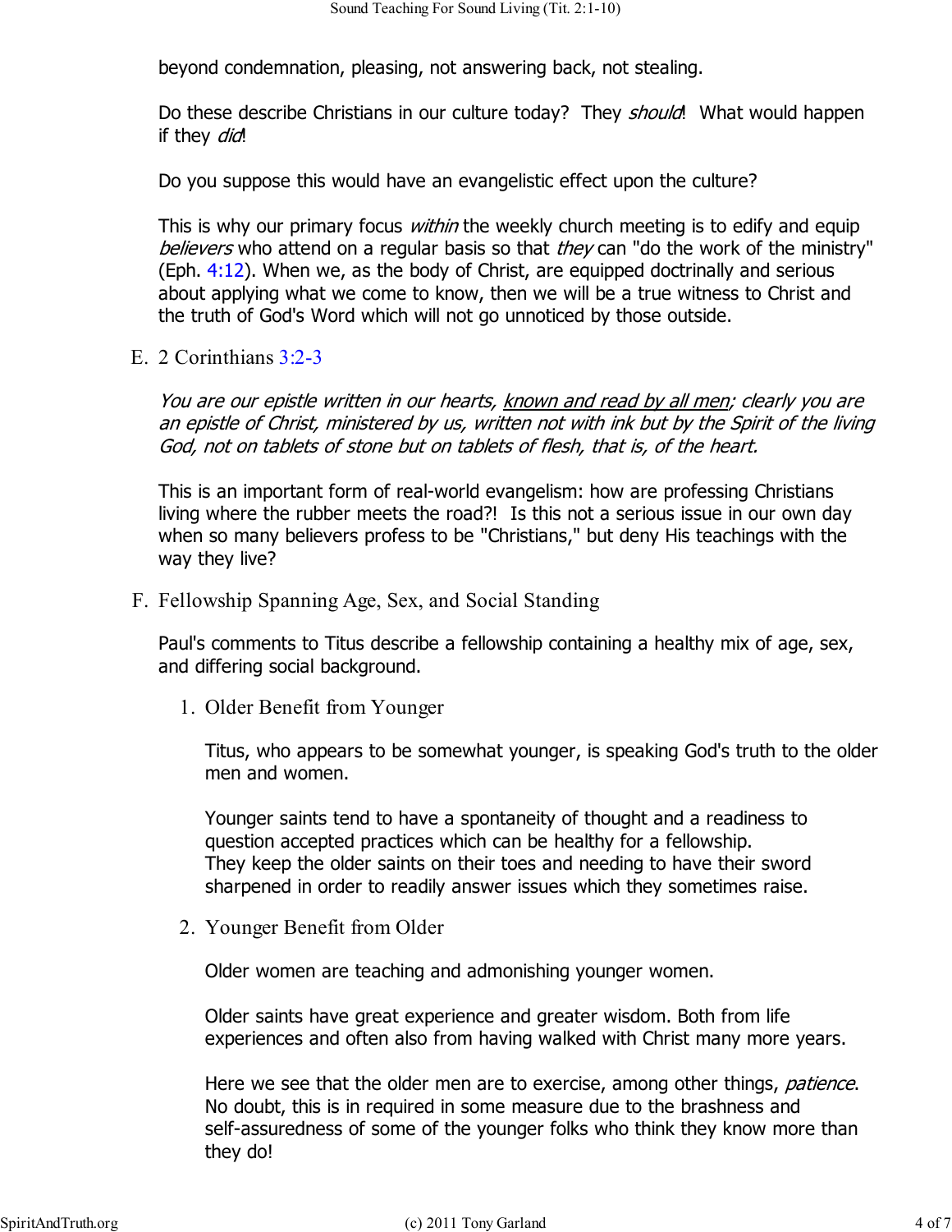beyond condemnation, pleasing, not answering back, not stealing.

Do these describe Christians in our culture today? They *should*! What would happen if they *did*!

Do you suppose this would have an evangelistic effect upon the culture?

This is why our primary focus *within* the weekly church meeting is to edify and equip *believers* who attend on a regular basis so that *they* can "do the work of the ministry" (Eph. 4:12). When we, as the body of Christ, are equipped doctrinally and serious about applying what we come to know, then we will be a true witness to Christ and the truth of God's Word which will not go unnoticed by those outside.

E. 2 Corinthians 3:2-3

*You are our epistle written in our hearts, <u>known and read by all men</u>; clearly you are an epistle of Christ, ministered by us, written not with ink but by the Spirit of the living God, not on tablets of stone but on tablets of flesh, that is, of the heart.*

This is an important form of real-world evangelism: how are professing Christians living where the rubber meets the road?! Is this not a serious issue in our own day when so many believers profess to be "Christians," but deny His teachings with the way they live?

F. Fellowship Spanning Age, Sex, and Social Standing

Paul's comments to Titus describe a fellowship containing a healthy mix of age, sex, and differing social background.

1. Older Benefit from Younger

   Titus, who appears to be somewhat younger, is speaking God's truth to the older men and women.

   Younger saints tend to have a spontaneity of thought and a readiness to question accepted practices which can be healthy for a fellowship. They keep the older saints on their toes and needing to have their sword sharpened in order to readily answer issues which they sometimes raise.

2. Younger Benefit from Older

   Older women are teaching and admonishing younger women.

   Older saints have great experience and greater wisdom. Both from life experiences and often also from having walked with Christ many more years.

   Here we see that the older men are to exercise, among other things, *patience*. No doubt, this is in required in some measure due to the brashness and self-assuredness of some of the younger folks who think they know more than they do!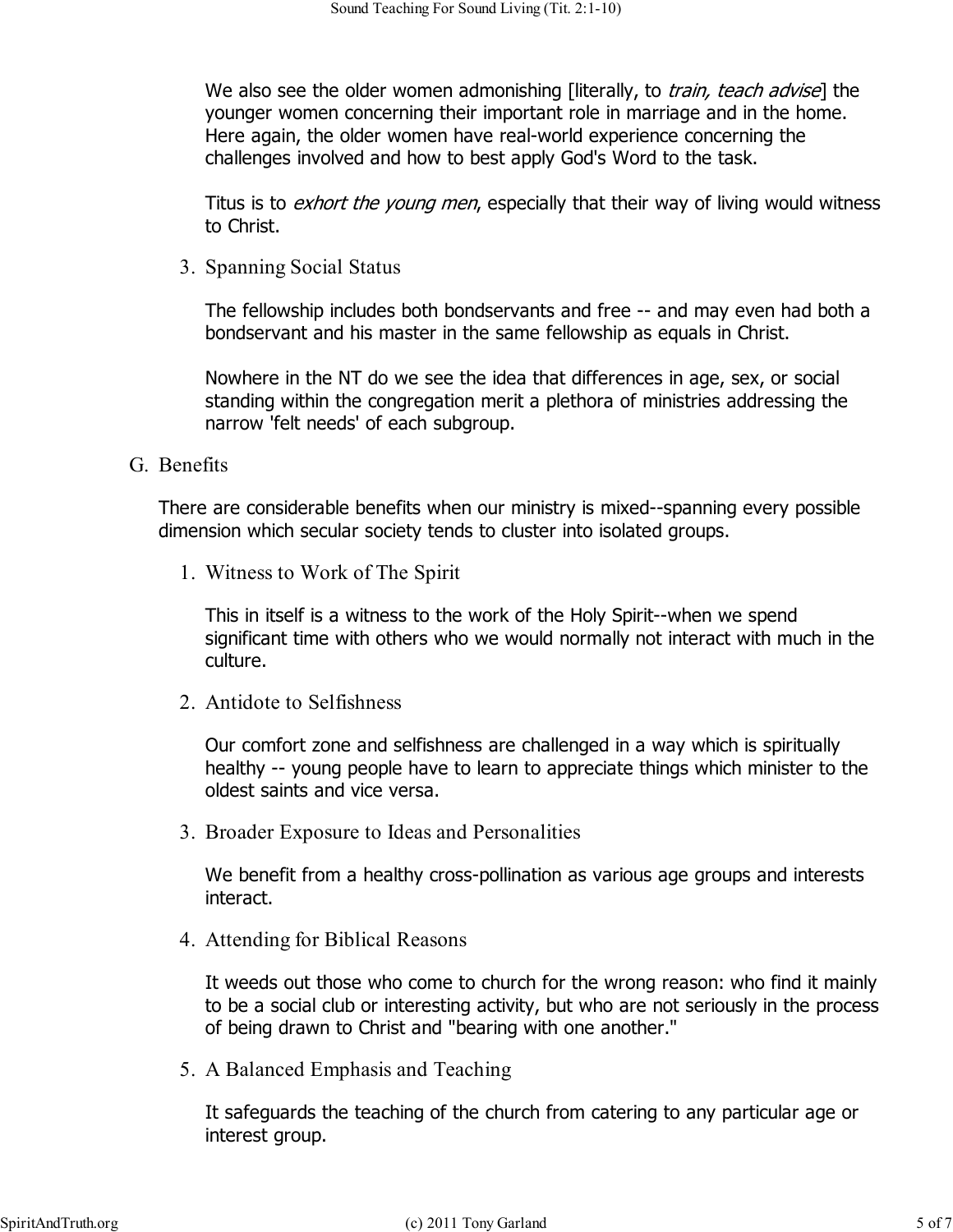We also see the older women admonishing [literally, to *train, teach advise*] the younger women concerning their important role in marriage and in the home. Here again, the older women have real-world experience concerning the challenges involved and how to best apply God's Word to the task.

Titus is to *exhort the young men*, especially that their way of living would witness to Christ.

3. Spanning Social Status

   The fellowship includes both bondservants and free -- and may even had both a bondservant and his master in the same fellowship as equals in Christ.

   Nowhere in the NT do we see the idea that differences in age, sex, or social standing within the congregation merit a plethora of ministries addressing the narrow 'felt needs' of each subgroup.

## G. Benefits

There are considerable benefits when our ministry is mixed--spanning every possible dimension which secular society tends to cluster into isolated groups.

1. Witness to Work of The Spirit

   This in itself is a witness to the work of the Holy Spirit--when we spend significant time with others who we would normally not interact with much in the culture.

2. Antidote to Selfishness

   Our comfort zone and selfishness are challenged in a way which is spiritually healthy -- young people have to learn to appreciate things which minister to the oldest saints and vice versa.

3. Broader Exposure to Ideas and Personalities

   We benefit from a healthy cross-pollination as various age groups and interests interact.

4. Attending for Biblical Reasons

   It weeds out those who come to church for the wrong reason: who find it mainly to be a social club or interesting activity, but who are not seriously in the process of being drawn to Christ and "bearing with one another."

5. A Balanced Emphasis and Teaching

   It safeguards the teaching of the church from catering to any particular age or interest group.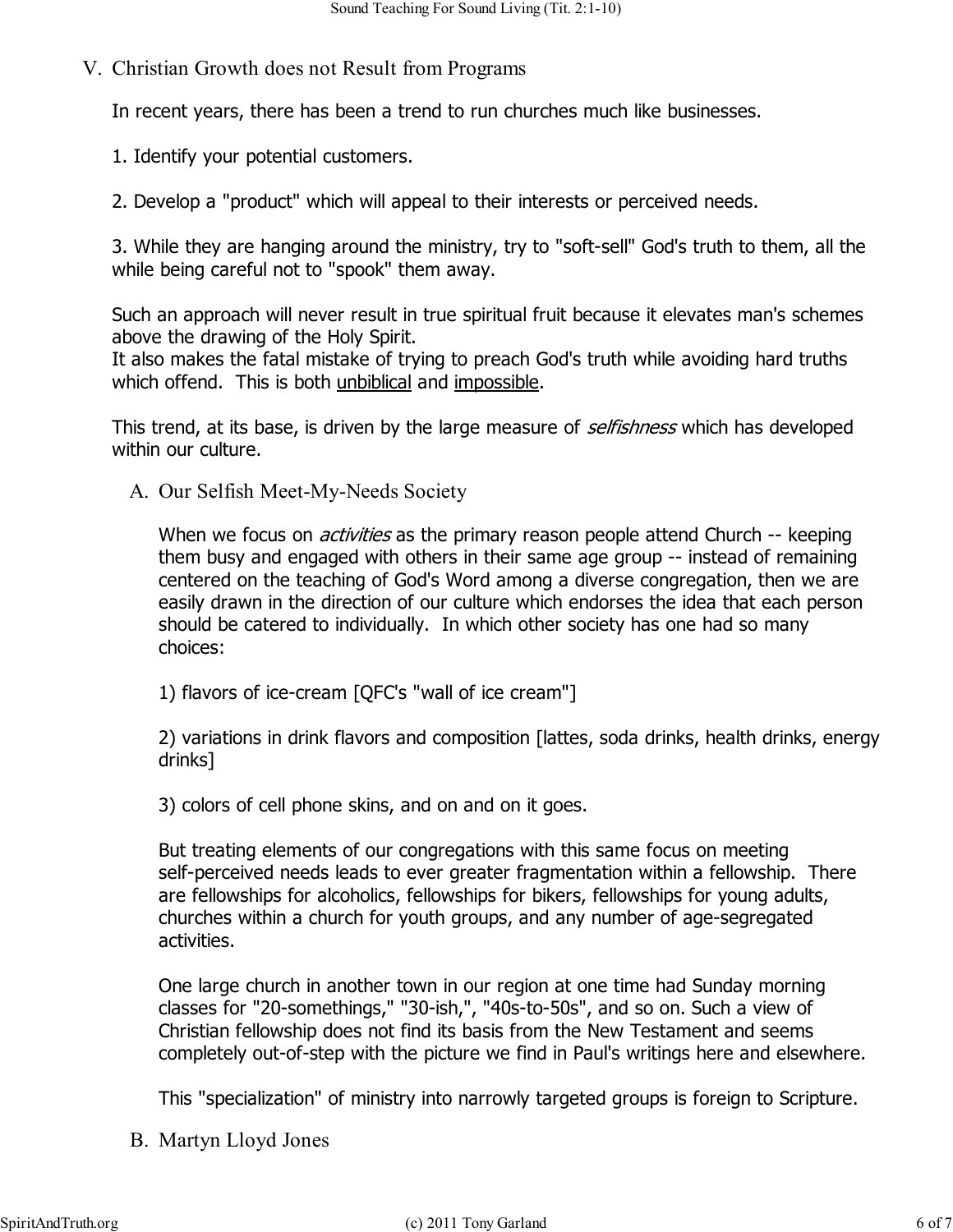## V. Christian Growth does not Result from Programs

In recent years, there has been a trend to run churches much like businesses.

1. Identify your potential customers.

2. Develop a "product" which will appeal to their interests or perceived needs.

3. While they are hanging around the ministry, try to "soft-sell" God's truth to them, all the while being careful not to "spook" them away.

Such an approach will never result in true spiritual fruit because it elevates man's schemes above the drawing of the Holy Spirit.
It also makes the fatal mistake of trying to preach God's truth while avoiding hard truths which offend. This is both unbiblical and impossible.

This trend, at its base, is driven by the large measure of *selfishness* which has developed within our culture.

### A. Our Selfish Meet-My-Needs Society

When we focus on *activities* as the primary reason people attend Church -- keeping them busy and engaged with others in their same age group -- instead of remaining centered on the teaching of God's Word among a diverse congregation, then we are easily drawn in the direction of our culture which endorses the idea that each person should be catered to individually. In which other society has one had so many choices:

1) flavors of ice-cream [QFC's "wall of ice cream"]

2) variations in drink flavors and composition [lattes, soda drinks, health drinks, energy drinks]

3) colors of cell phone skins, and on and on it goes.

But treating elements of our congregations with this same focus on meeting self-perceived needs leads to ever greater fragmentation within a fellowship. There are fellowships for alcoholics, fellowships for bikers, fellowships for young adults, churches within a church for youth groups, and any number of age-segregated activities.

One large church in another town in our region at one time had Sunday morning classes for "20-somethings," "30-ish,", "40s-to-50s", and so on. Such a view of Christian fellowship does not find its basis from the New Testament and seems completely out-of-step with the picture we find in Paul's writings here and elsewhere.

This "specialization" of ministry into narrowly targeted groups is foreign to Scripture.

### B. Martyn Lloyd Jones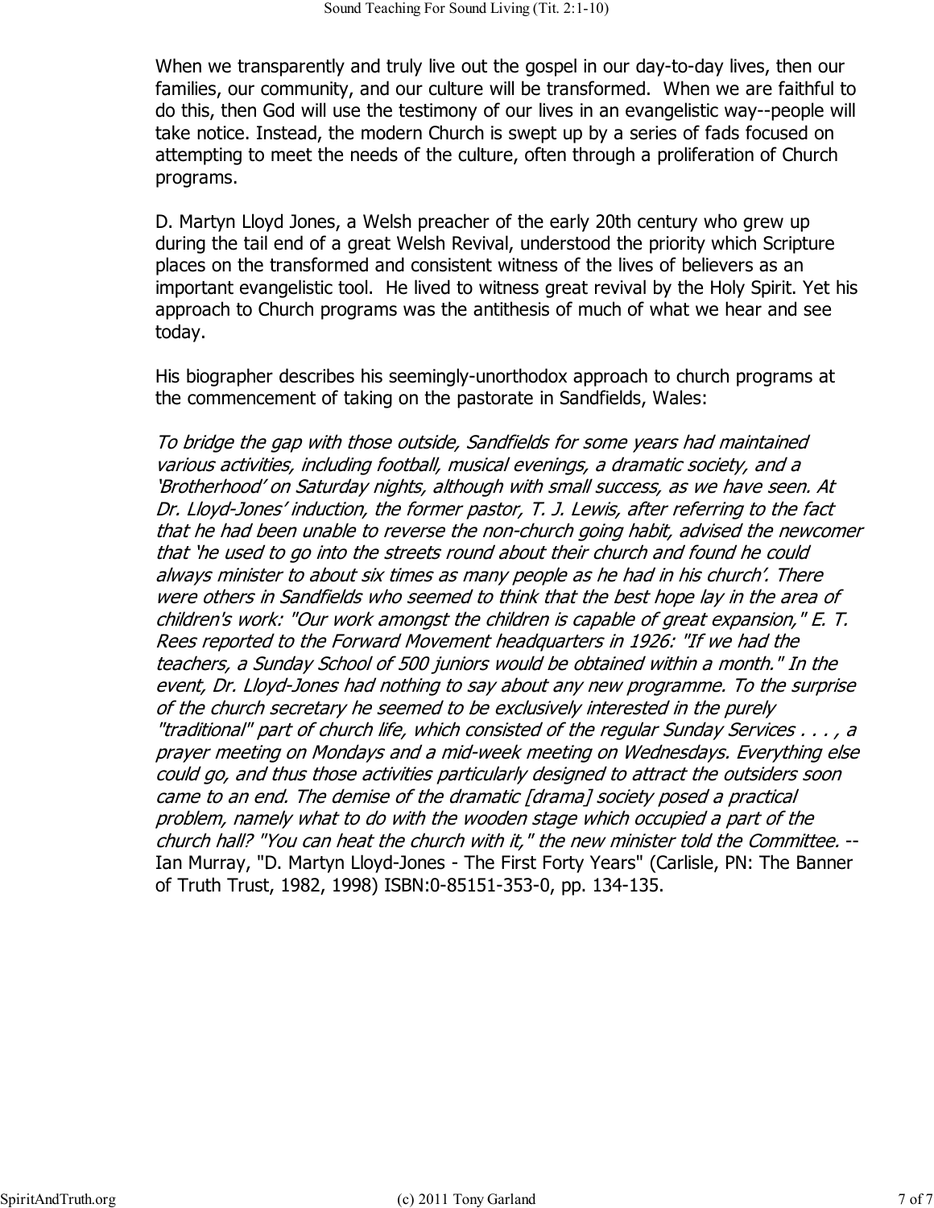When we transparently and truly live out the gospel in our day-to-day lives, then our families, our community, and our culture will be transformed. When we are faithful to do this, then God will use the testimony of our lives in an evangelistic way--people will take notice. Instead, the modern Church is swept up by a series of fads focused on attempting to meet the needs of the culture, often through a proliferation of Church programs.

D. Martyn Lloyd Jones, a Welsh preacher of the early 20th century who grew up during the tail end of a great Welsh Revival, understood the priority which Scripture places on the transformed and consistent witness of the lives of believers as an important evangelistic tool. He lived to witness great revival by the Holy Spirit. Yet his approach to Church programs was the antithesis of much of what we hear and see today.

His biographer describes his seemingly-unorthodox approach to church programs at the commencement of taking on the pastorate in Sandfields, Wales:

*To bridge the gap with those outside, Sandfields for some years had maintained various activities, including football, musical evenings, a dramatic society, and a 'Brotherhood' on Saturday nights, although with small success, as we have seen. At Dr. Lloyd-Jones' induction, the former pastor, T. J. Lewis, after referring to the fact that he had been unable to reverse the non-church going habit, advised the newcomer that 'he used to go into the streets round about their church and found he could always minister to about six times as many people as he had in his church'. There were others in Sandfields who seemed to think that the best hope lay in the area of children's work: "Our work amongst the children is capable of great expansion," E. T. Rees reported to the Forward Movement headquarters in 1926: "If we had the teachers, a Sunday School of 500 juniors would be obtained within a month." In the event, Dr. Lloyd-Jones had nothing to say about any new programme. To the surprise of the church secretary he seemed to be exclusively interested in the purely "traditional" part of church life, which consisted of the regular Sunday Services . . . , a prayer meeting on Mondays and a mid-week meeting on Wednesdays. Everything else could go, and thus those activities particularly designed to attract the outsiders soon came to an end. The demise of the dramatic [drama] society posed a practical problem, namely what to do with the wooden stage which occupied a part of the church hall? "You can heat the church with it," the new minister told the Committee.* -- Ian Murray, "D. Martyn Lloyd-Jones - The First Forty Years" (Carlisle, PN: The Banner of Truth Trust, 1982, 1998) ISBN:0-85151-353-0, pp. 134-135.